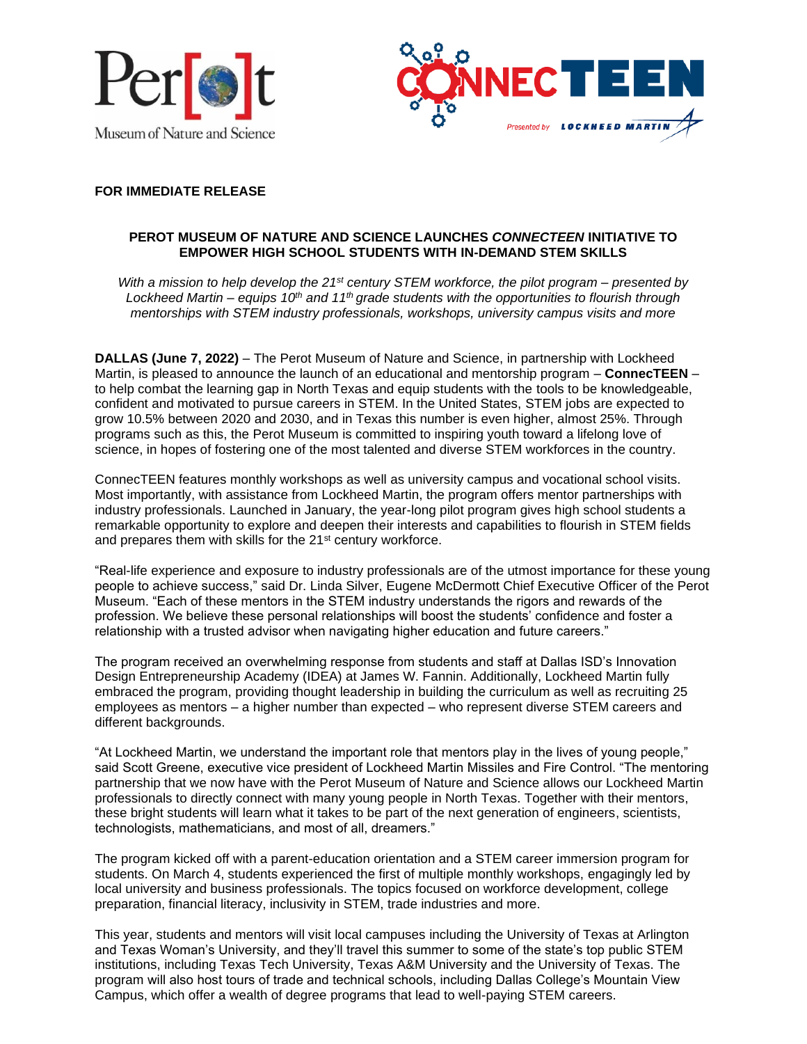**FOR IMMEDIATE RELEASE**

## PEROT MUSEUM OF NATURE AND SCIENCE LAUNCHES *CONNECTEEN* INITIATIVE TO EMPOWER HIGH SCHOOL STUDENTS WITH IN-DEMAND STEM SKILLS

*With a mission to help develop the 21st century STEM workforce, the pilot program – presented by Lockheed Martin – equips 10th and 11th grade students with the opportunities to flourish through mentorships with STEM industry professionals, workshops, university campus visits and more*

**DALLAS (June 7, 2022)** – The Perot Museum of Nature and Science, in partnership with Lockheed Martin, is pleased to announce the launch of an educational and mentorship program – **ConnecTEEN** – to help combat the learning gap in North Texas and equip students with the tools to be knowledgeable, confident and motivated to pursue careers in STEM. In the United States, STEM jobs are expected to grow 10.5% between 2020 and 2030, and in Texas this number is even higher, almost 25%. Through programs such as this, the Perot Museum is committed to inspiring youth toward a lifelong love of science, in hopes of fostering one of the most talented and diverse STEM workforces in the country.

ConnecTEEN features monthly workshops as well as university campus and vocational school visits. Most importantly, with assistance from Lockheed Martin, the program offers mentor partnerships with industry professionals. Launched in January, the year-long pilot program gives high school students a remarkable opportunity to explore and deepen their interests and capabilities to flourish in STEM fields and prepares them with skills for the 21st century workforce.

"Real-life experience and exposure to industry professionals are of the utmost importance for these young people to achieve success," said Dr. Linda Silver, Eugene McDermott Chief Executive Officer of the Perot Museum. "Each of these mentors in the STEM industry understands the rigors and rewards of the profession. We believe these personal relationships will boost the students' confidence and foster a relationship with a trusted advisor when navigating higher education and future careers."

The program received an overwhelming response from students and staff at Dallas ISD's Innovation Design Entrepreneurship Academy (IDEA) at James W. Fannin. Additionally, Lockheed Martin fully embraced the program, providing thought leadership in building the curriculum as well as recruiting 25 employees as mentors – a higher number than expected – who represent diverse STEM careers and different backgrounds.

"At Lockheed Martin, we understand the important role that mentors play in the lives of young people," said Scott Greene, executive vice president of Lockheed Martin Missiles and Fire Control. "The mentoring partnership that we now have with the Perot Museum of Nature and Science allows our Lockheed Martin professionals to directly connect with many young people in North Texas. Together with their mentors, these bright students will learn what it takes to be part of the next generation of engineers, scientists, technologists, mathematicians, and most of all, dreamers."

The program kicked off with a parent-education orientation and a STEM career immersion program for students. On March 4, students experienced the first of multiple monthly workshops, engagingly led by local university and business professionals. The topics focused on workforce development, college preparation, financial literacy, inclusivity in STEM, trade industries and more.

This year, students and mentors will visit local campuses including the University of Texas at Arlington and Texas Woman's University, and they'll travel this summer to some of the state's top public STEM institutions, including Texas Tech University, Texas A&M University and the University of Texas. The program will also host tours of trade and technical schools, including Dallas College's Mountain View Campus, which offer a wealth of degree programs that lead to well-paying STEM careers.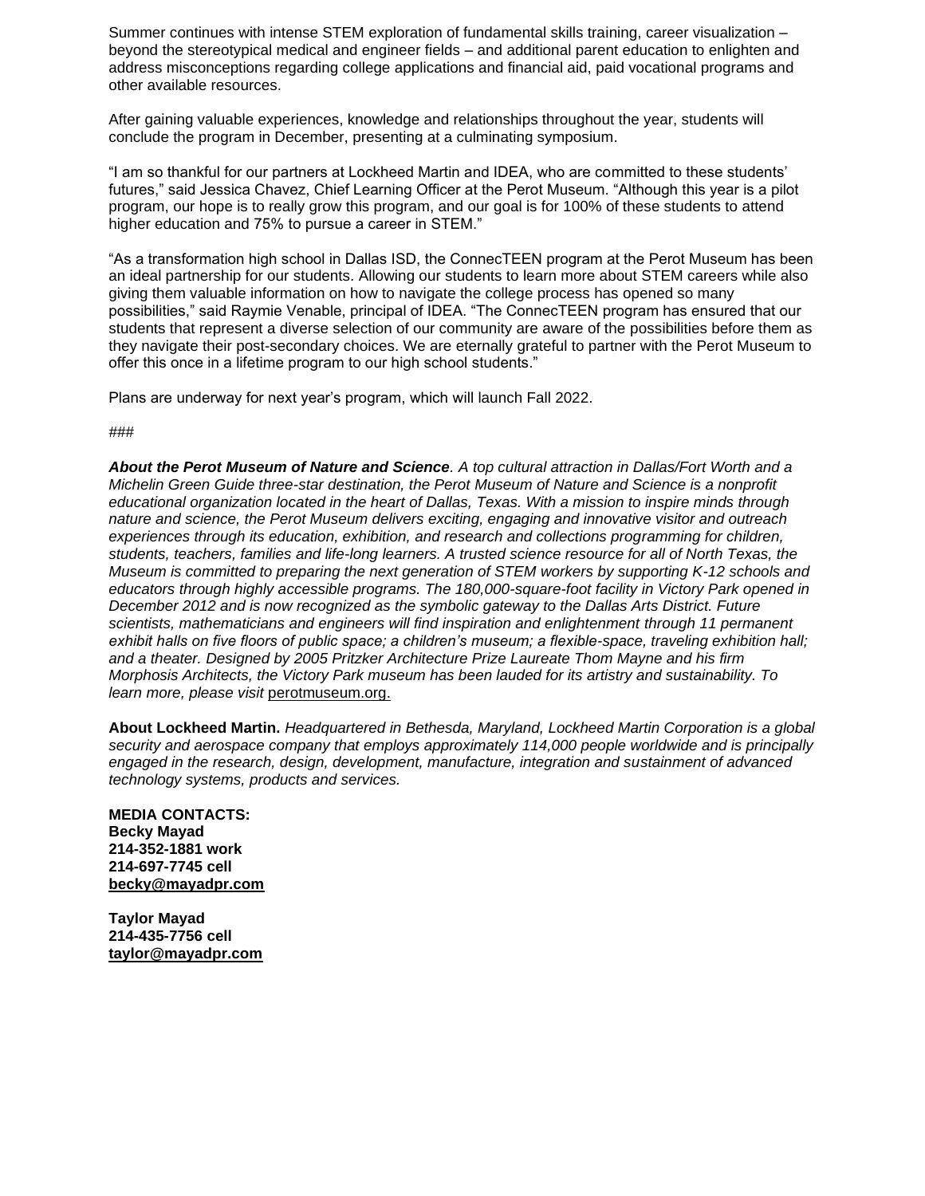Summer continues with intense STEM exploration of fundamental skills training, career visualization – beyond the stereotypical medical and engineer fields – and additional parent education to enlighten and address misconceptions regarding college applications and financial aid, paid vocational programs and other available resources.

After gaining valuable experiences, knowledge and relationships throughout the year, students will conclude the program in December, presenting at a culminating symposium.

"I am so thankful for our partners at Lockheed Martin and IDEA, who are committed to these students' futures," said Jessica Chavez, Chief Learning Officer at the Perot Museum. "Although this year is a pilot program, our hope is to really grow this program, and our goal is for 100% of these students to attend higher education and 75% to pursue a career in STEM."

"As a transformation high school in Dallas ISD, the ConnecTEEN program at the Perot Museum has been an ideal partnership for our students. Allowing our students to learn more about STEM careers while also giving them valuable information on how to navigate the college process has opened so many possibilities," said Raymie Venable, principal of IDEA. "The ConnecTEEN program has ensured that our students that represent a diverse selection of our community are aware of the possibilities before them as they navigate their post-secondary choices. We are eternally grateful to partner with the Perot Museum to offer this once in a lifetime program to our high school students."

Plans are underway for next year's program, which will launch Fall 2022.

###

***About the Perot Museum of Nature and Science****. A top cultural attraction in Dallas/Fort Worth and a Michelin Green Guide three-star destination, the Perot Museum of Nature and Science is a nonprofit educational organization located in the heart of Dallas, Texas. With a mission to inspire minds through nature and science, the Perot Museum delivers exciting, engaging and innovative visitor and outreach experiences through its education, exhibition, and research and collections programming for children, students, teachers, families and life-long learners. A trusted science resource for all of North Texas, the Museum is committed to preparing the next generation of STEM workers by supporting K-12 schools and educators through highly accessible programs. The 180,000-square-foot facility in Victory Park opened in December 2012 and is now recognized as the symbolic gateway to the Dallas Arts District. Future scientists, mathematicians and engineers will find inspiration and enlightenment through 11 permanent exhibit halls on five floors of public space; a children's museum; a flexible-space, traveling exhibition hall; and a theater. Designed by 2005 Pritzker Architecture Prize Laureate Thom Mayne and his firm Morphosis Architects, the Victory Park museum has been lauded for its artistry and sustainability. To learn more, please visit* perotmuseum.org.

**About Lockheed Martin.** *Headquartered in Bethesda, Maryland, Lockheed Martin Corporation is a global security and aerospace company that employs approximately 114,000 people worldwide and is principally engaged in the research, design, development, manufacture, integration and sustainment of advanced technology systems, products and services.*

**MEDIA CONTACTS:**
**Becky Mayad**
**214-352-1881 work**
**214-697-7745 cell**
**becky@mayadpr.com**

**Taylor Mayad**
**214-435-7756 cell**
**taylor@mayadpr.com**